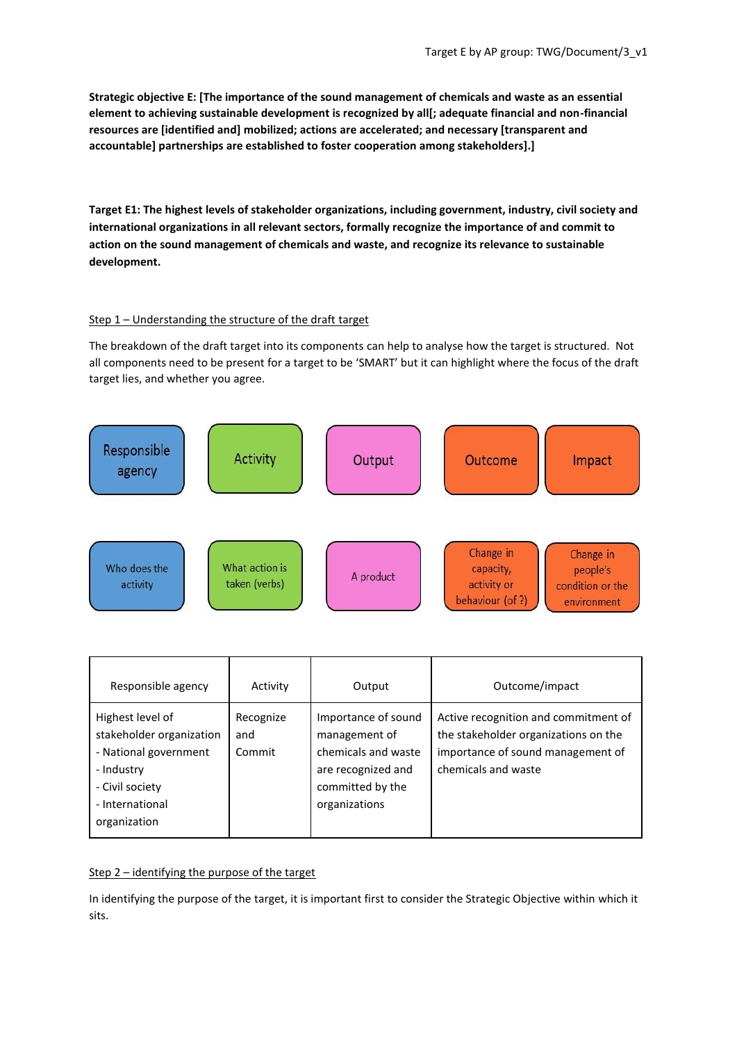**Strategic objective E: [The importance of the sound management of chemicals and waste as an essential element to achieving sustainable development is recognized by all[; adequate financial and non-financial resources are [identified and] mobilized; actions are accelerated; and necessary [transparent and accountable] partnerships are established to foster cooperation among stakeholders].]**

**Target E1: The highest levels of stakeholder organizations, including government, industry, civil society and international organizations in all relevant sectors, formally recognize the importance of and commit to action on the sound management of chemicals and waste, and recognize its relevance to sustainable development.**

Step 1 – Understanding the structure of the draft target

The breakdown of the draft target into its components can help to analyse how the target is structured. Not all components need to be present for a target to be 'SMART' but it can highlight where the focus of the draft target lies, and whether you agree.

| Responsible agency | Activity | Output | Outcome | Impact |
|---|---|---|---|---|
| Who does the activity | What action is taken (verbs) | A product | Change in capacity, activity or behaviour (of ?) | Change in people's condition or the environment |

| Responsible agency | Activity | Output | Outcome/impact |
|---|---|---|---|
| Highest level of stakeholder organization<br>- National government<br>- Industry<br>- Civil society<br>- International organization | Recognize and Commit | Importance of sound management of chemicals and waste are recognized and committed by the organizations | Active recognition and commitment of the stakeholder organizations on the importance of sound management of chemicals and waste |

Step 2 – identifying the purpose of the target

In identifying the purpose of the target, it is important first to consider the Strategic Objective within which it sits.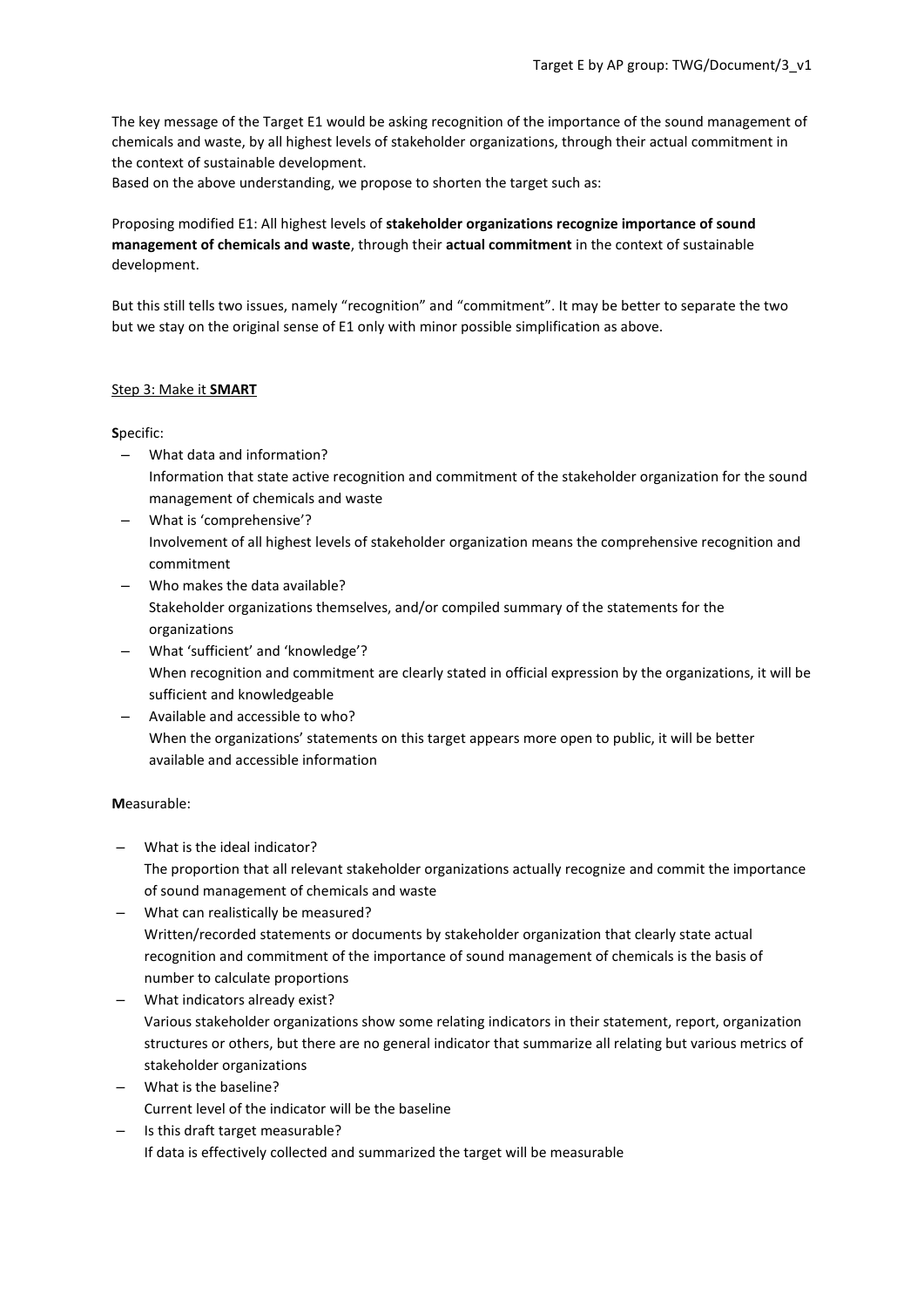The key message of the Target E1 would be asking recognition of the importance of the sound management of chemicals and waste, by all highest levels of stakeholder organizations, through their actual commitment in the context of sustainable development.
Based on the above understanding, we propose to shorten the target such as:

Proposing modified E1: All highest levels of **stakeholder organizations recognize importance of sound management of chemicals and waste**, through their **actual commitment** in the context of sustainable development.

But this still tells two issues, namely "recognition" and "commitment". It may be better to separate the two but we stay on the original sense of E1 only with minor possible simplification as above.

Step 3: Make it **SMART**

**S**pecific:

- What data and information?
  Information that state active recognition and commitment of the stakeholder organization for the sound management of chemicals and waste
- What is 'comprehensive'?
  Involvement of all highest levels of stakeholder organization means the comprehensive recognition and commitment
- Who makes the data available?
  Stakeholder organizations themselves, and/or compiled summary of the statements for the organizations
- What 'sufficient' and 'knowledge'?
  When recognition and commitment are clearly stated in official expression by the organizations, it will be sufficient and knowledgeable
- Available and accessible to who?
  When the organizations' statements on this target appears more open to public, it will be better available and accessible information

**M**easurable:

- What is the ideal indicator?
  The proportion that all relevant stakeholder organizations actually recognize and commit the importance of sound management of chemicals and waste
- What can realistically be measured?
  Written/recorded statements or documents by stakeholder organization that clearly state actual recognition and commitment of the importance of sound management of chemicals is the basis of number to calculate proportions
- What indicators already exist?
  Various stakeholder organizations show some relating indicators in their statement, report, organization structures or others, but there are no general indicator that summarize all relating but various metrics of stakeholder organizations
- What is the baseline?
  Current level of the indicator will be the baseline
- Is this draft target measurable?
  If data is effectively collected and summarized the target will be measurable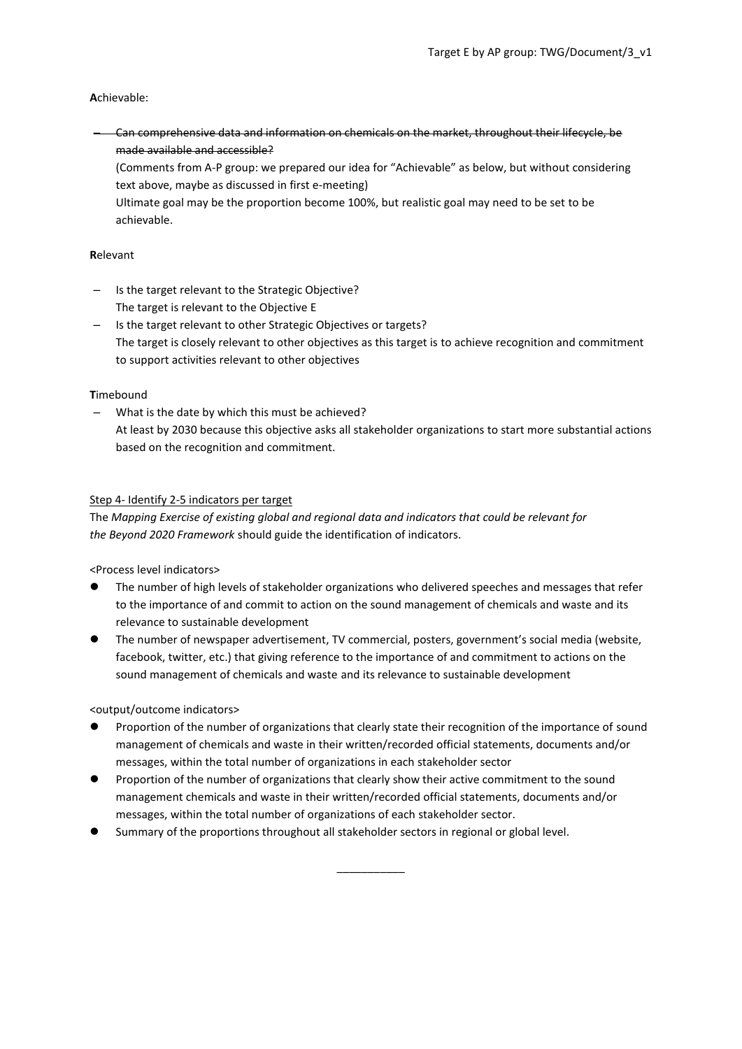**A**chievable:

- ~~Can comprehensive data and information on chemicals on the market, throughout their lifecycle, be made available and accessible?~~

  (Comments from A-P group: we prepared our idea for "Achievable" as below, but without considering text above, maybe as discussed in first e-meeting)

  Ultimate goal may be the proportion become 100%, but realistic goal may need to be set to be achievable.

**R**elevant

- Is the target relevant to the Strategic Objective?
  The target is relevant to the Objective E
- Is the target relevant to other Strategic Objectives or targets?
  The target is closely relevant to other objectives as this target is to achieve recognition and commitment to support activities relevant to other objectives

**T**imebound

- What is the date by which this must be achieved?
  At least by 2030 because this objective asks all stakeholder organizations to start more substantial actions based on the recognition and commitment.

<u>Step 4- Identify 2-5 indicators per target</u>

The *Mapping Exercise of existing global and regional data and indicators that could be relevant for the Beyond 2020 Framework* should guide the identification of indicators.

<Process level indicators>

- The number of high levels of stakeholder organizations who delivered speeches and messages that refer to the importance of and commit to action on the sound management of chemicals and waste and its relevance to sustainable development
- The number of newspaper advertisement, TV commercial, posters, government's social media (website, facebook, twitter, etc.) that giving reference to the importance of and commitment to actions on the sound management of chemicals and waste and its relevance to sustainable development

<output/outcome indicators>

- Proportion of the number of organizations that clearly state their recognition of the importance of sound management of chemicals and waste in their written/recorded official statements, documents and/or messages, within the total number of organizations in each stakeholder sector
- Proportion of the number of organizations that clearly show their active commitment to the sound management chemicals and waste in their written/recorded official statements, documents and/or messages, within the total number of organizations of each stakeholder sector.
- Summary of the proportions throughout all stakeholder sectors in regional or global level.

___________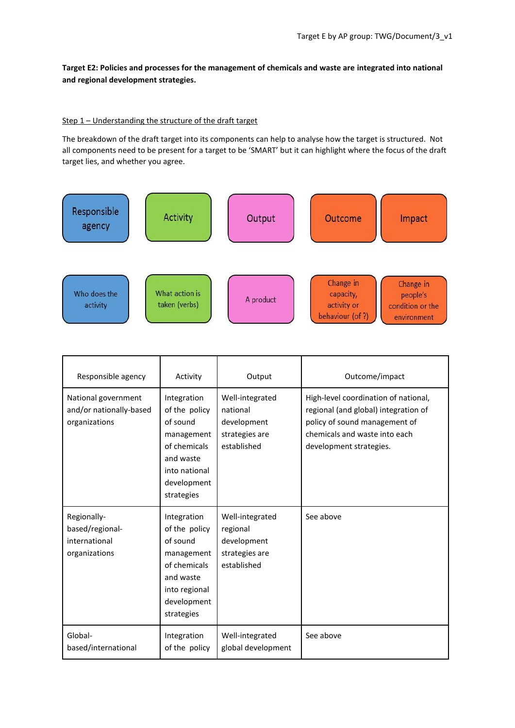**Target E2: Policies and processes for the management of chemicals and waste are integrated into national and regional development strategies.**

Step 1 – Understanding the structure of the draft target

The breakdown of the draft target into its components can help to analyse how the target is structured. Not all components need to be present for a target to be 'SMART' but it can highlight where the focus of the draft target lies, and whether you agree.

| Responsible agency | Activity | Output | Outcome | Impact |
|---|---|---|---|---|
| Who does the activity | What action is taken (verbs) | A product | Change in capacity, activity or behaviour (of ?) | Change in people's condition or the environment |

| Responsible agency | Activity | Output | Outcome/impact |
|---|---|---|---|
| National government and/or nationally-based organizations | Integration of the policy of sound management of chemicals and waste into national development strategies | Well-integrated national development strategies are established | High-level coordination of national, regional (and global) integration of policy of sound management of chemicals and waste into each development strategies. |
| Regionally-based/regional-international organizations | Integration of the policy of sound management of chemicals and waste into regional development strategies | Well-integrated regional development strategies are established | See above |
| Global-based/international | Integration of the policy | Well-integrated global development | See above |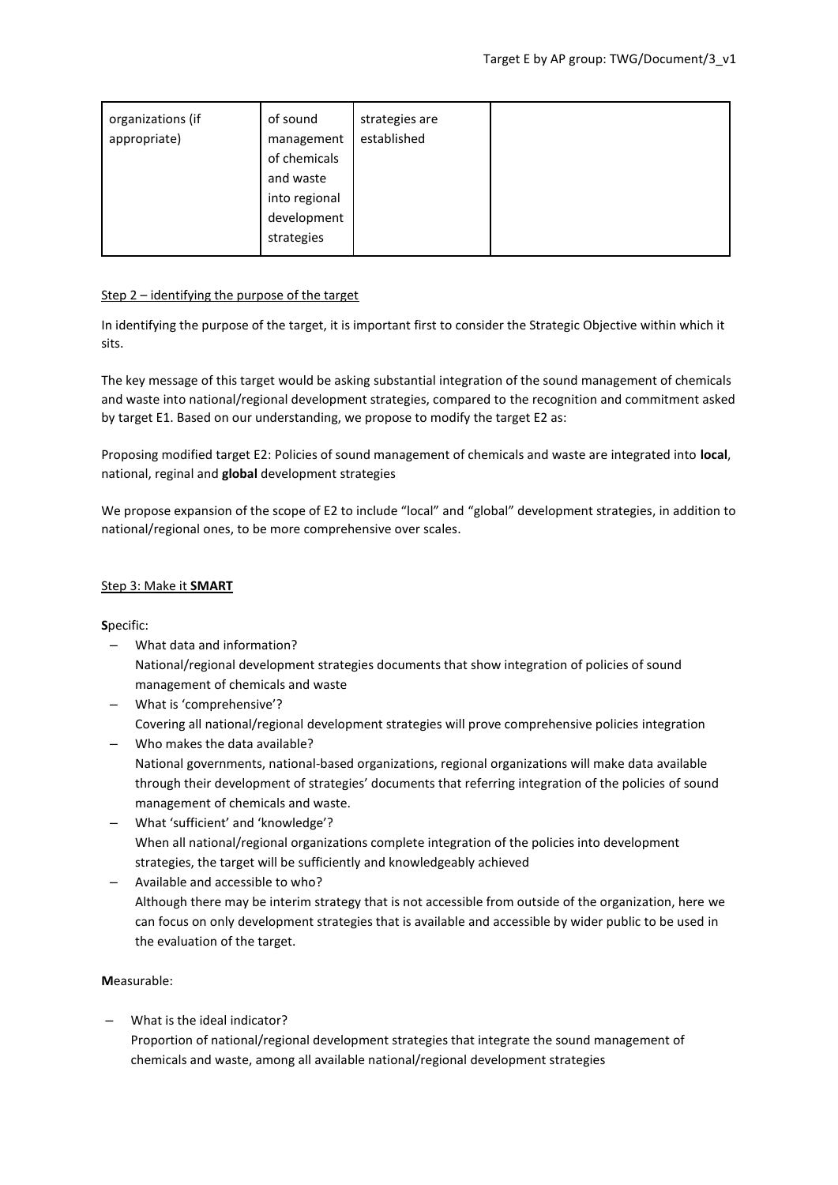| organizations (if appropriate) | of sound management of chemicals and waste into regional development strategies | strategies are established | |
|---|---|---|---|

Step 2 – identifying the purpose of the target

In identifying the purpose of the target, it is important first to consider the Strategic Objective within which it sits.

The key message of this target would be asking substantial integration of the sound management of chemicals and waste into national/regional development strategies, compared to the recognition and commitment asked by target E1. Based on our understanding, we propose to modify the target E2 as:

Proposing modified target E2: Policies of sound management of chemicals and waste are integrated into **local**, national, reginal and **global** development strategies

We propose expansion of the scope of E2 to include "local" and "global" development strategies, in addition to national/regional ones, to be more comprehensive over scales.

Step 3: Make it **SMART**

**S**pecific:

- What data and information?
  National/regional development strategies documents that show integration of policies of sound management of chemicals and waste
- What is 'comprehensive'?
  Covering all national/regional development strategies will prove comprehensive policies integration
- Who makes the data available?
  National governments, national-based organizations, regional organizations will make data available through their development of strategies' documents that referring integration of the policies of sound management of chemicals and waste.
- What 'sufficient' and 'knowledge'?
  When all national/regional organizations complete integration of the policies into development strategies, the target will be sufficiently and knowledgeably achieved
- Available and accessible to who?
  Although there may be interim strategy that is not accessible from outside of the organization, here we can focus on only development strategies that is available and accessible by wider public to be used in the evaluation of the target.

**M**easurable:

- What is the ideal indicator?
  Proportion of national/regional development strategies that integrate the sound management of chemicals and waste, among all available national/regional development strategies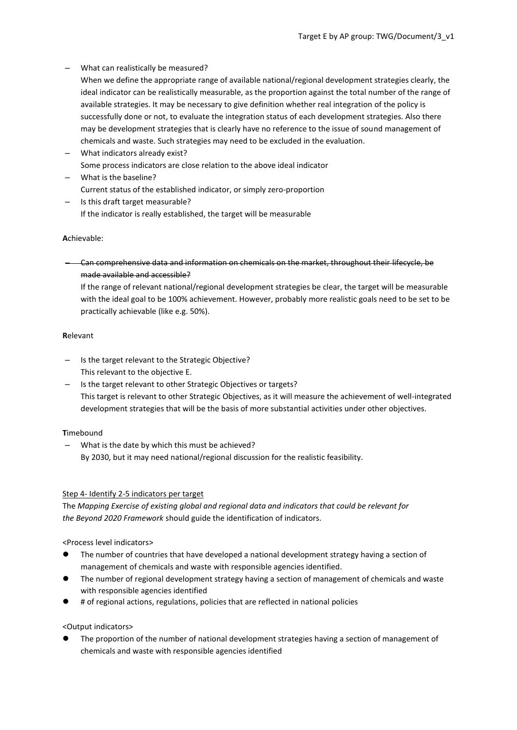- What can realistically be measured?

  When we define the appropriate range of available national/regional development strategies clearly, the ideal indicator can be realistically measurable, as the proportion against the total number of the range of available strategies. It may be necessary to give definition whether real integration of the policy is successfully done or not, to evaluate the integration status of each development strategies. Also there may be development strategies that is clearly have no reference to the issue of sound management of chemicals and waste. Such strategies may need to be excluded in the evaluation.
- What indicators already exist?

  Some process indicators are close relation to the above ideal indicator
- What is the baseline?

  Current status of the established indicator, or simply zero-proportion
- Is this draft target measurable?

  If the indicator is really established, the target will be measurable

**A**chievable:

- ~~Can comprehensive data and information on chemicals on the market, throughout their lifecycle, be made available and accessible?~~

  If the range of relevant national/regional development strategies be clear, the target will be measurable with the ideal goal to be 100% achievement. However, probably more realistic goals need to be set to be practically achievable (like e.g. 50%).

**R**elevant

- Is the target relevant to the Strategic Objective?

  This relevant to the objective E.
- Is the target relevant to other Strategic Objectives or targets?

  This target is relevant to other Strategic Objectives, as it will measure the achievement of well-integrated development strategies that will be the basis of more substantial activities under other objectives.

**T**imebound

- What is the date by which this must be achieved?

  By 2030, but it may need national/regional discussion for the realistic feasibility.

Step 4- Identify 2-5 indicators per target

The *Mapping Exercise of existing global and regional data and indicators that could be relevant for the Beyond 2020 Framework* should guide the identification of indicators.

<Process level indicators>

- The number of countries that have developed a national development strategy having a section of management of chemicals and waste with responsible agencies identified.
- The number of regional development strategy having a section of management of chemicals and waste with responsible agencies identified
- # of regional actions, regulations, policies that are reflected in national policies

<Output indicators>

- The proportion of the number of national development strategies having a section of management of chemicals and waste with responsible agencies identified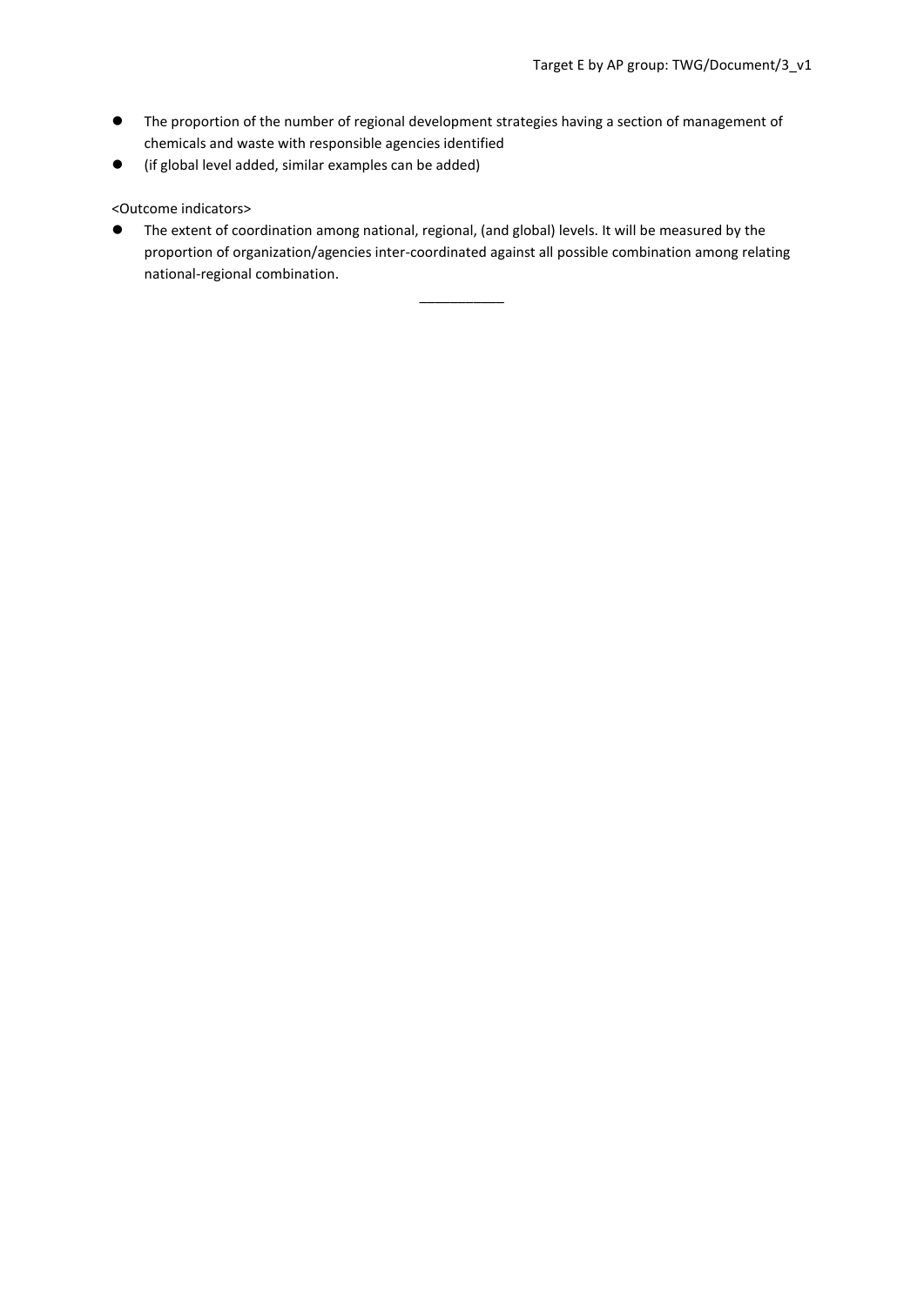- The proportion of the number of regional development strategies having a section of management of chemicals and waste with responsible agencies identified
- (if global level added, similar examples can be added)

<Outcome indicators>

- The extent of coordination among national, regional, (and global) levels. It will be measured by the proportion of organization/agencies inter-coordinated against all possible combination among relating national-regional combination.

___________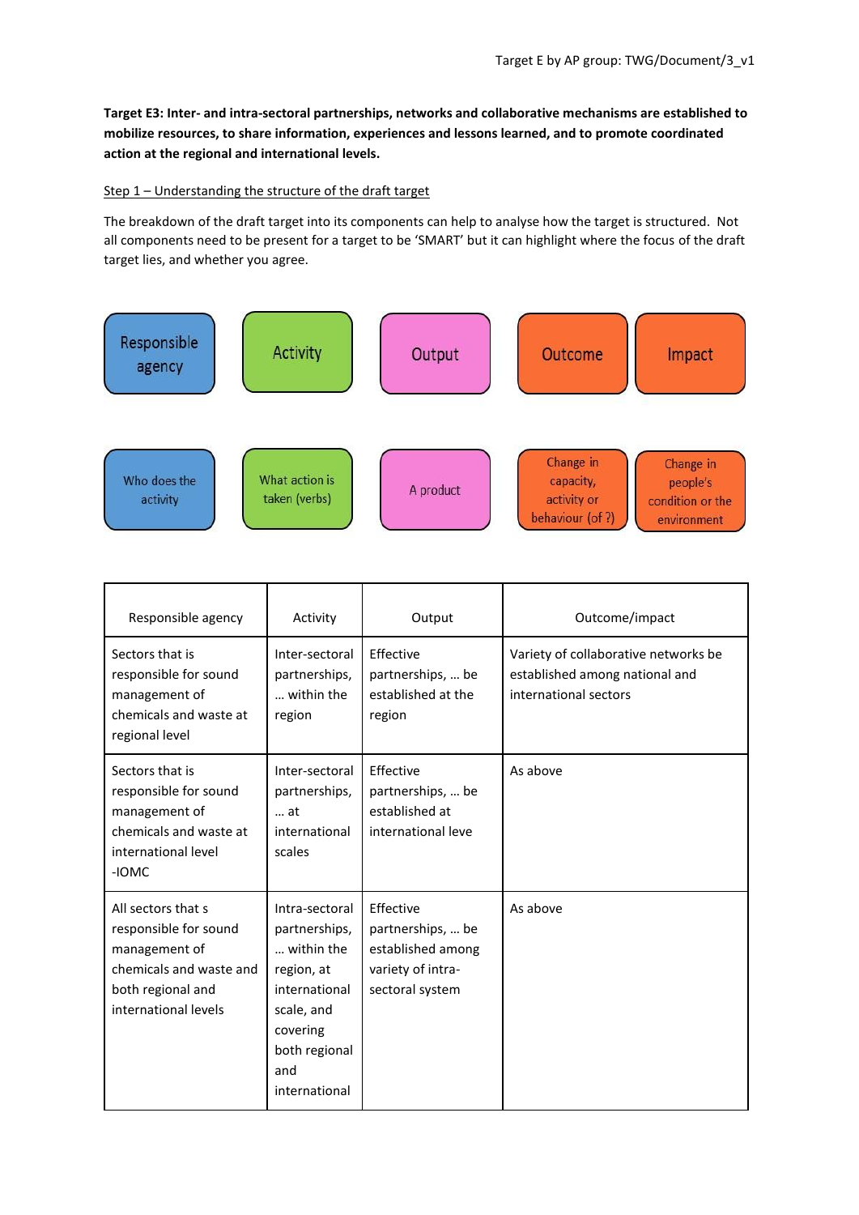**Target E3: Inter- and intra-sectoral partnerships, networks and collaborative mechanisms are established to mobilize resources, to share information, experiences and lessons learned, and to promote coordinated action at the regional and international levels.**

Step 1 – Understanding the structure of the draft target

The breakdown of the draft target into its components can help to analyse how the target is structured. Not all components need to be present for a target to 'SMART' but it can highlight where the focus of the draft target lies, and whether you agree.

| Responsible agency | Activity | Output | Outcome | Impact |
|---|---|---|---|---|
| Who does the activity | What action is taken (verbs) | A product | Change in capacity, activity or behaviour (of ?) | Change in people's condition or the environment |

| Responsible agency | Activity | Output | Outcome/impact |
|---|---|---|---|
| Sectors that is responsible for sound management of chemicals and waste at regional level | Inter-sectoral partnerships, … within the region | Effective partnerships, … be established at the region | Variety of collaborative networks be established among national and international sectors |
| Sectors that is responsible for sound management of chemicals and waste at international level -IOMC | Inter-sectoral partnerships, … at international scales | Effective partnerships, … be established at international leve | As above |
| All sectors that s responsible for sound management of chemicals and waste and both regional and international levels | Intra-sectoral partnerships, … within the region, at international scale, and covering both regional and international | Effective partnerships, … be established among variety of intra-sectoral system | As above |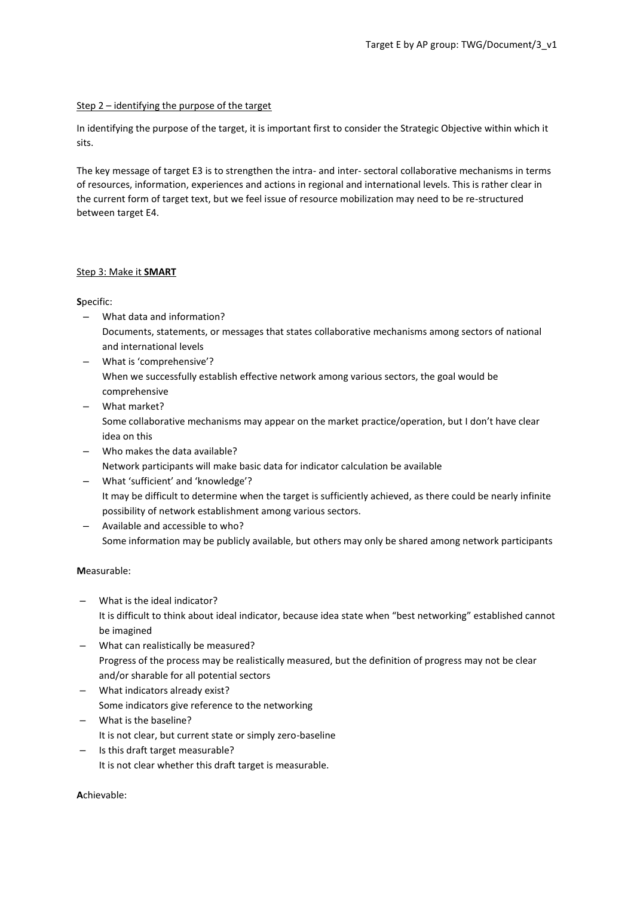Step 2 – identifying the purpose of the target

In identifying the purpose of the target, it is important first to consider the Strategic Objective within which it sits.

The key message of target E3 is to strengthen the intra- and inter- sectoral collaborative mechanisms in terms of resources, information, experiences and actions in regional and international levels. This is rather clear in the current form of target text, but we feel issue of resource mobilization may need to be re-structured between target E4.

Step 3: Make it **SMART**

**S**pecific:

- What data and information?
  Documents, statements, or messages that states collaborative mechanisms among sectors of national and international levels
- What is 'comprehensive'?
  When we successfully establish effective network among various sectors, the goal would be comprehensive
- What market?
  Some collaborative mechanisms may appear on the market practice/operation, but I don't have clear idea on this
- Who makes the data available?
  Network participants will make basic data for indicator calculation be available
- What 'sufficient' and 'knowledge'?
  It may be difficult to determine when the target is sufficiently achieved, as there could be nearly infinite possibility of network establishment among various sectors.
- Available and accessible to who?
  Some information may be publicly available, but others may only be shared among network participants

**M**easurable:

- What is the ideal indicator?
  It is difficult to think about ideal indicator, because idea state when "best networking" established cannot be imagined
- What can realistically be measured?
  Progress of the process may be realistically measured, but the definition of progress may not be clear and/or sharable for all potential sectors
- What indicators already exist?
  Some indicators give reference to the networking
- What is the baseline?
  It is not clear, but current state or simply zero-baseline
- Is this draft target measurable?
  It is not clear whether this draft target is measurable.

**A**chievable: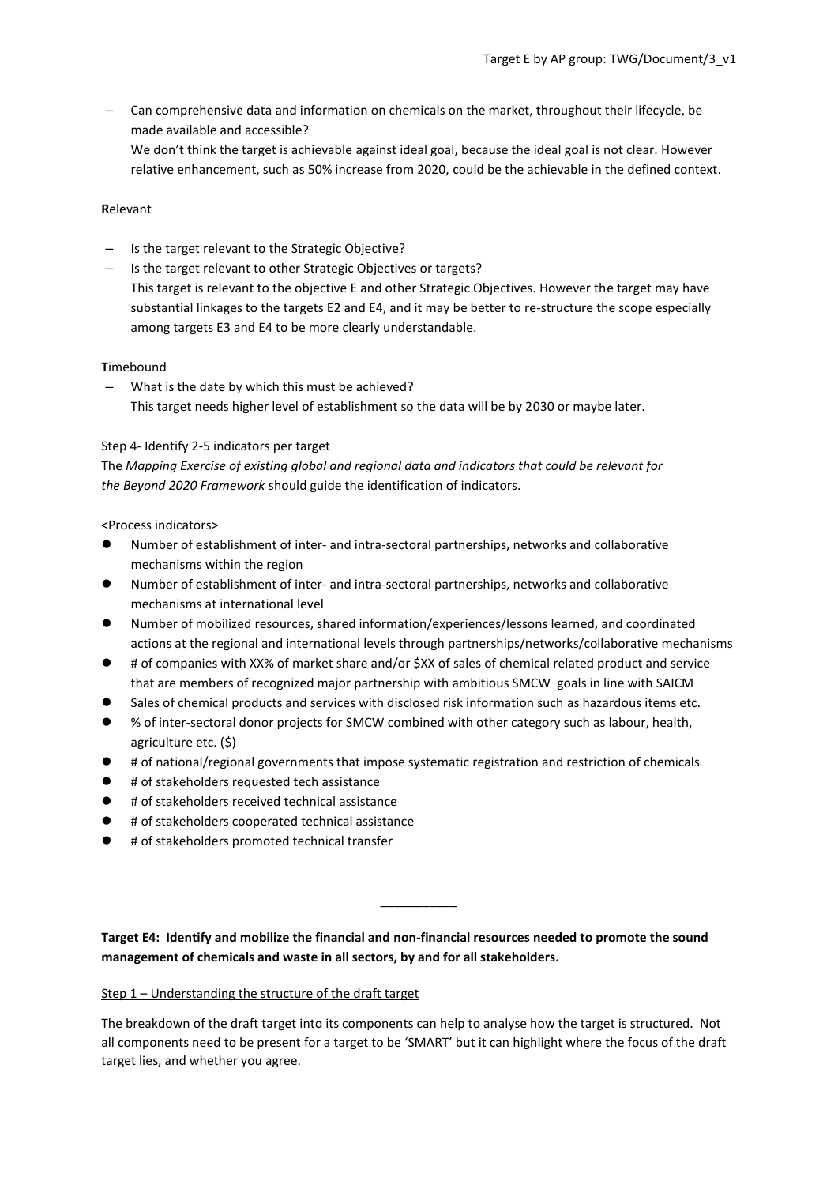– Can comprehensive data and information on chemicals on the market, throughout their lifecycle, be made available and accessible?
  We don't think the target is achievable against ideal goal, because the ideal goal is not clear. However relative enhancement, such as 50% increase from 2020, could be the achievable in the defined context.

**R**elevant

– Is the target relevant to the Strategic Objective?
– Is the target relevant to other Strategic Objectives or targets?
  This target is relevant to the objective E and other Strategic Objectives. However the target may have substantial linkages to the targets E2 and E4, and it may be better to re-structure the scope especially among targets E3 and E4 to be more clearly understandable.

**T**imebound

– What is the date by which this must be achieved?
  This target needs higher level of establishment so the data will be by 2030 or maybe later.

Step 4- Identify 2-5 indicators per target

The *Mapping Exercise of existing global and regional data and indicators that could be relevant for the Beyond 2020 Framework* should guide the identification of indicators.

<Process indicators>

- Number of establishment of inter- and intra-sectoral partnerships, networks and collaborative mechanisms within the region
- Number of establishment of inter- and intra-sectoral partnerships, networks and collaborative mechanisms at international level
- Number of mobilized resources, shared information/experiences/lessons learned, and coordinated actions at the regional and international levels through partnerships/networks/collaborative mechanisms
- # of companies with XX% of market share and/or $XX of sales of chemical related product and service that are members of recognized major partnership with ambitious SMCW goals in line with SAICM
- Sales of chemical products and services with disclosed risk information such as hazardous items etc.
- % of inter-sectoral donor projects for SMCW combined with other category such as labour, health, agriculture etc. ($)
- # of national/regional governments that impose systematic registration and restriction of chemicals
- # of stakeholders requested tech assistance
- # of stakeholders received technical assistance
- # of stakeholders cooperated technical assistance
- # of stakeholders promoted technical transfer

___________

**Target E4: Identify and mobilize the financial and non-financial resources needed to promote the sound management of chemicals and waste in all sectors, by and for all stakeholders.**

Step 1 – Understanding the structure of the draft target

The breakdown of the draft target into its components can help to analyse how the target is structured. Not all components need to be present for a target to be 'SMART' but it can highlight where the focus of the draft target lies, and whether you agree.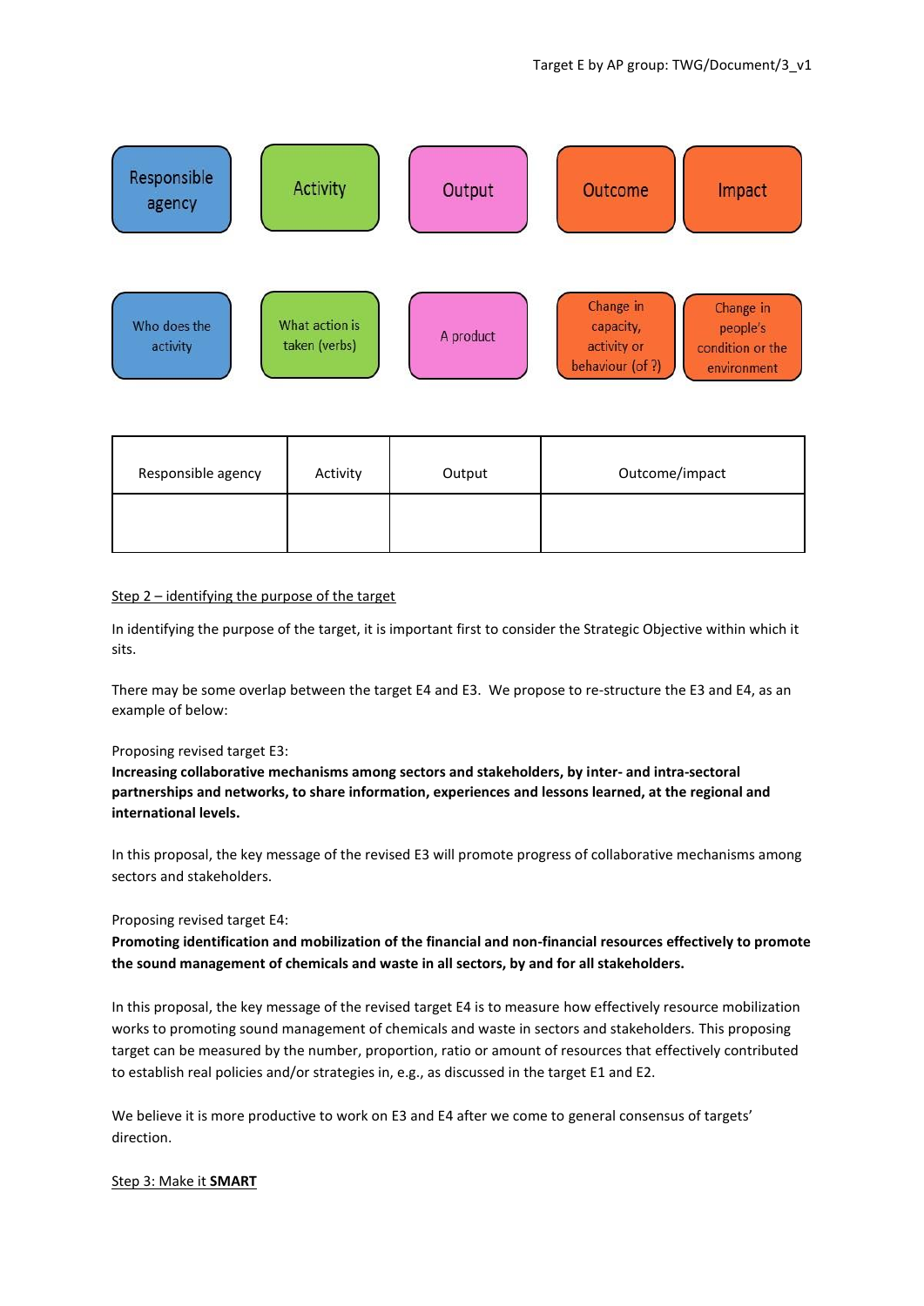| Responsible agency | Activity | Output | Outcome | Impact |
| --- | --- | --- | --- | --- |
| Who does the activity | What action is taken (verbs) | A product | Change in capacity, activity or behaviour (of ?) | Change in people's condition or the environment |

| Responsible agency | Activity | Output | Outcome/impact |
| --- | --- | --- | --- |
| | | | |

Step 2 – identifying the purpose of the target

In identifying the purpose of the target, it is important first to consider the Strategic Objective within which it sits.

There may be some overlap between the target E4 and E3. We propose to re-structure the E3 and E4, as an example of below:

Proposing revised target E3:

**Increasing collaborative mechanisms among sectors and stakeholders, by inter- and intra-sectoral partnerships and networks, to share information, experiences and lessons learned, at the regional and international levels.**

In this proposal, the key message of the revised E3 will promote progress of collaborative mechanisms among sectors and stakeholders.

Proposing revised target E4:

**Promoting identification and mobilization of the financial and non-financial resources effectively to promote the sound management of chemicals and waste in all sectors, by and for all stakeholders.**

In this proposal, the key message of the revised target E4 is to measure how effectively resource mobilization works to promoting sound management of chemicals and waste in sectors and stakeholders. This proposing target can be measured by the number, proportion, ratio or amount of resources that effectively contributed to establish real policies and/or strategies in, e.g., as discussed in the target E1 and E2.

We believe it is more productive to work on E3 and E4 after we come to general consensus of targets' direction.

Step 3: Make it **SMART**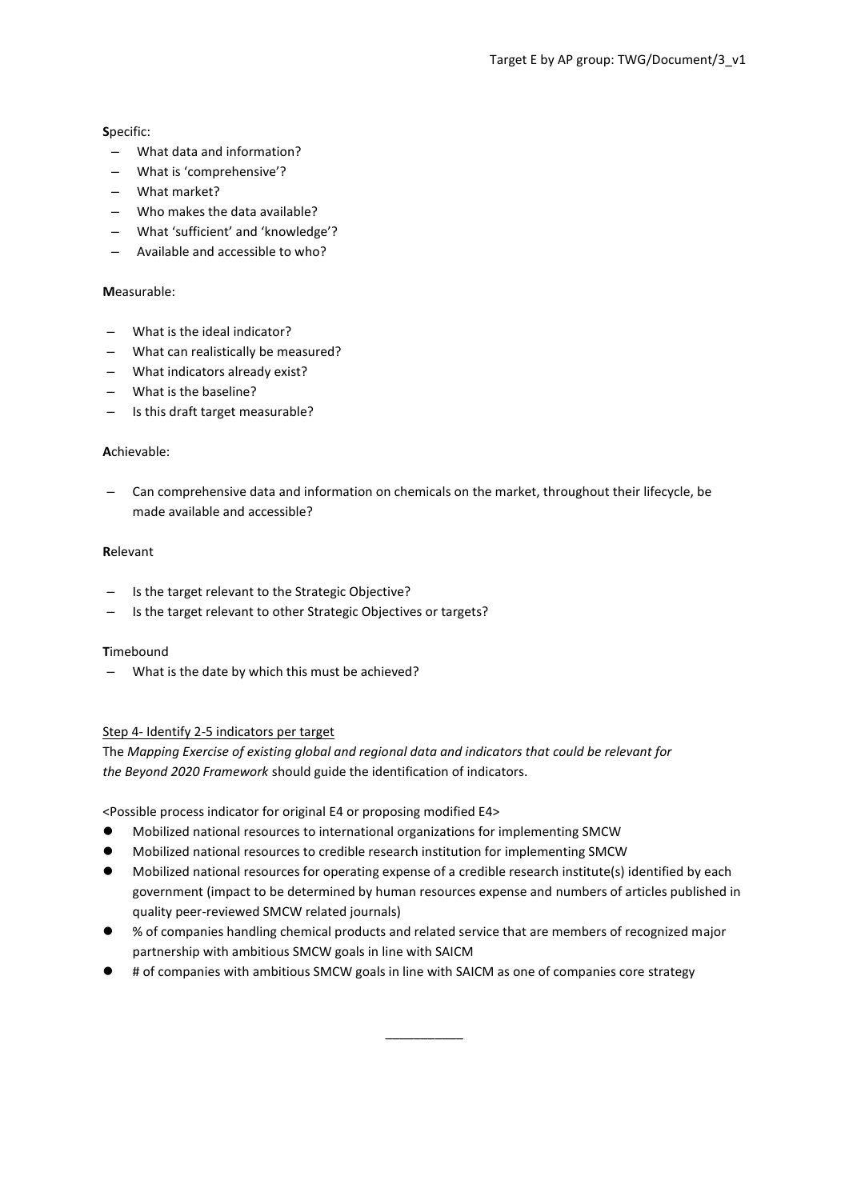**S**pecific:

- What data and information?
- What is 'comprehensive'?
- What market?
- Who makes the data available?
- What 'sufficient' and 'knowledge'?
- Available and accessible to who?

**M**easurable:

- What is the ideal indicator?
- What can realistically be measured?
- What indicators already exist?
- What is the baseline?
- Is this draft target measurable?

**A**chievable:

- Can comprehensive data and information on chemicals on the market, throughout their lifecycle, be made available and accessible?

**R**elevant

- Is the target relevant to the Strategic Objective?
- Is the target relevant to other Strategic Objectives or targets?

**T**imebound

- What is the date by which this must be achieved?

<u>Step 4- Identify 2-5 indicators per target</u>

The *Mapping Exercise of existing global and regional data and indicators that could be relevant for the Beyond 2020 Framework* should guide the identification of indicators.

<Possible process indicator for original E4 or proposing modified E4>

- Mobilized national resources to international organizations for implementing SMCW
- Mobilized national resources to credible research institution for implementing SMCW
- Mobilized national resources for operating expense of a credible research institute(s) identified by each government (impact to be determined by human resources expense and numbers of articles published in quality peer-reviewed SMCW related journals)
- % of companies handling chemical products and related service that are members of recognized major partnership with ambitious SMCW goals in line with SAICM
- # of companies with ambitious SMCW goals in line with SAICM as one of companies core strategy

___________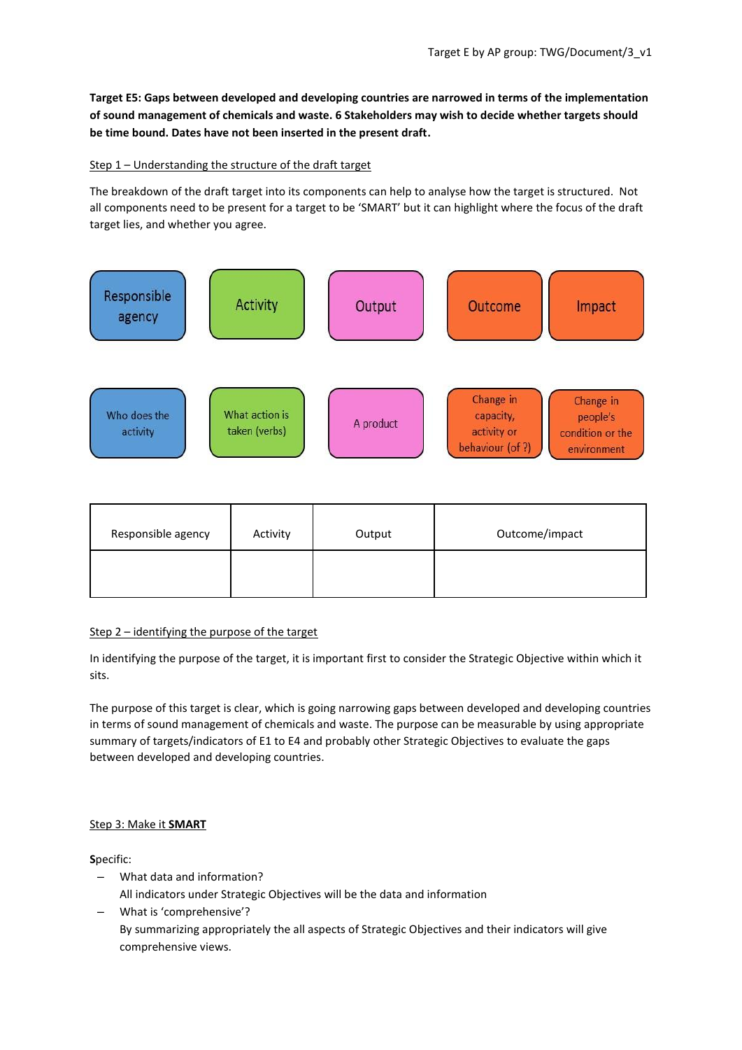**Target E5: Gaps between developed and developing countries are narrowed in terms of the implementation of sound management of chemicals and waste. 6 Stakeholders may wish to decide whether targets should be time bound. Dates have not been inserted in the present draft.**

Step 1 – Understanding the structure of the draft target

The breakdown of the draft target into its components can help to analyse how the target is structured. Not all components need to be present for a target to be 'SMART' but it can highlight where the focus of the draft target lies, and whether you agree.

| Responsible agency | Activity | Output | Outcome | Impact |
|---|---|---|---|---|
| Who does the activity | What action is taken (verbs) | A product | Change in capacity, activity or behaviour (of ?) | Change in people's condition or the environment |

| Responsible agency | Activity | Output | Outcome/impact |
|---|---|---|---|
| | | | |

Step 2 – identifying the purpose of the target

In identifying the purpose of the target, it is important first to consider the Strategic Objective within which it sits.

The purpose of this target is clear, which is going narrowing gaps between developed and developing countries in terms of sound management of chemicals and waste. The purpose can be measurable by using appropriate summary of targets/indicators of E1 to E4 and probably other Strategic Objectives to evaluate the gaps between developed and developing countries.

Step 3: Make it **SMART**

**S**pecific:

– What data and information?
  All indicators under Strategic Objectives will be the data and information
– What is 'comprehensive'?
  By summarizing appropriately the all aspects of Strategic Objectives and their indicators will give comprehensive views.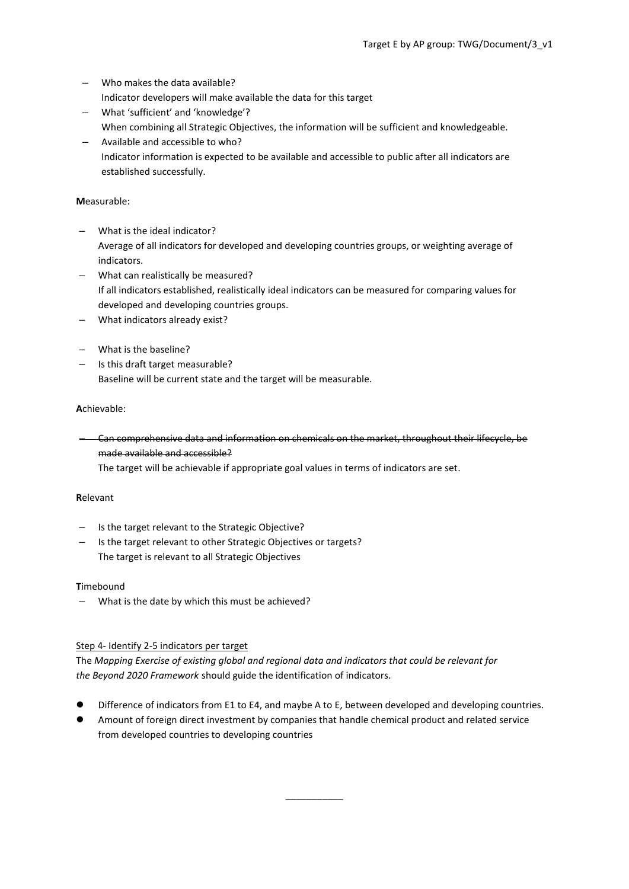- Who makes the data available?
  Indicator developers will make available the data for this target
- What 'sufficient' and 'knowledge'?
  When combining all Strategic Objectives, the information will be sufficient and knowledgeable.
- Available and accessible to who?
  Indicator information is expected to be available and accessible to public after all indicators are established successfully.

**M**easurable:

- What is the ideal indicator?
  Average of all indicators for developed and developing countries groups, or weighting average of indicators.
- What can realistically be measured?
  If all indicators established, realistically ideal indicators can be measured for comparing values for developed and developing countries groups.
- What indicators already exist?

- What is the baseline?
- Is this draft target measurable?
  Baseline will be current state and the target will be measurable.

**A**chievable:

- ~~Can comprehensive data and information on chemicals on the market, throughout their lifecycle, be made available and accessible?~~
  The target will be achievable if appropriate goal values in terms of indicators are set.

**R**elevant

- Is the target relevant to the Strategic Objective?
- Is the target relevant to other Strategic Objectives or targets?
  The target is relevant to all Strategic Objectives

**T**imebound

- What is the date by which this must be achieved?

<u>Step 4- Identify 2-5 indicators per target</u>

The *Mapping Exercise of existing global and regional data and indicators that could be relevant for the Beyond 2020 Framework* should guide the identification of indicators.

- Difference of indicators from E1 to E4, and maybe A to E, between developed and developing countries.
- Amount of foreign direct investment by companies that handle chemical product and related service from developed countries to developing countries

___________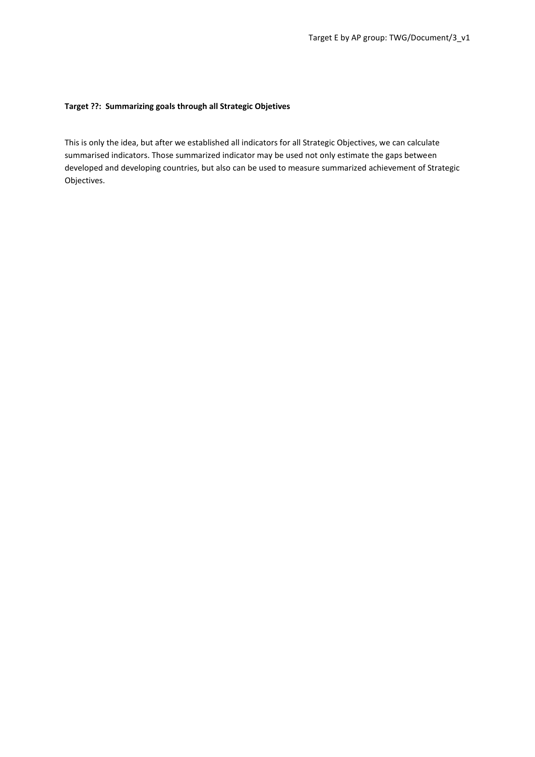**Target ??: Summarizing goals through all Strategic Objetives**

This is only the idea, but after we established all indicators for all Strategic Objectives, we can calculate summarised indicators. Those summarized indicator may be used not only estimate the gaps between developed and developing countries, but also can be used to measure summarized achievement of Strategic Objectives.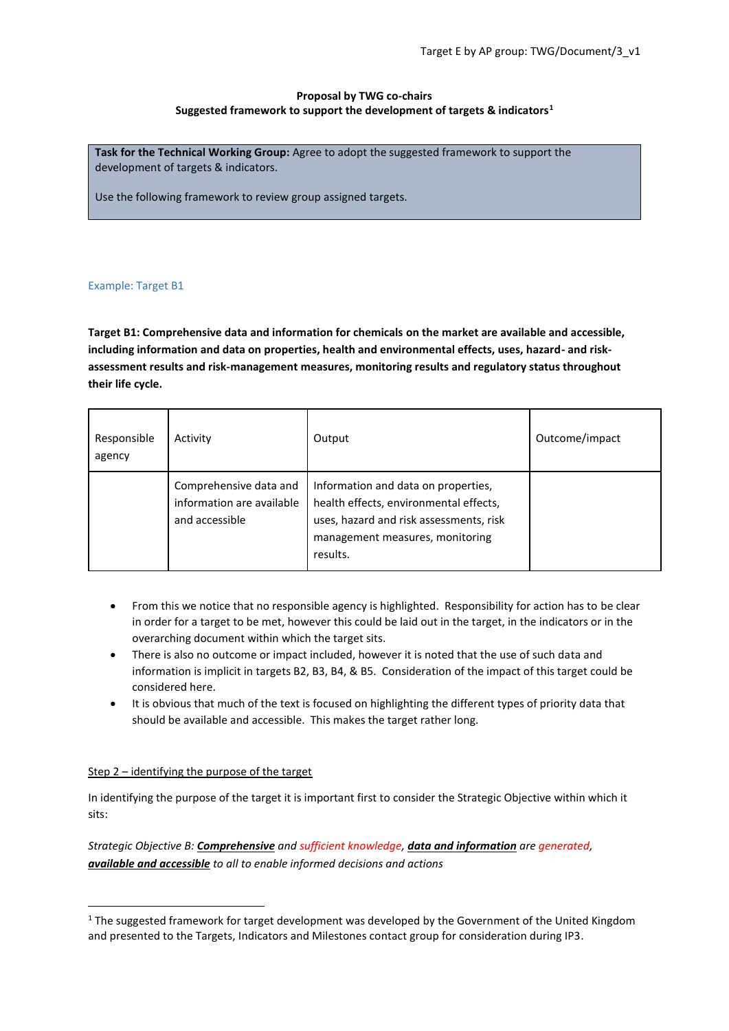**Proposal by TWG co-chairs**
**Suggested framework to support the development of targets & indicators[1]**

> **Task for the Technical Working Group:** Agree to adopt the suggested framework to support the development of targets & indicators.
>
> Use the following framework to review group assigned targets.

Example: Target B1

**Target B1: Comprehensive data and information for chemicals on the market are available and accessible, including information and data on properties, health and environmental effects, uses, hazard- and risk-assessment results and risk-management measures, monitoring results and regulatory status throughout their life cycle.**

| Responsible agency | Activity | Output | Outcome/impact |
|---|---|---|---|
| | Comprehensive data and information are available and accessible | Information and data on properties, health effects, environmental effects, uses, hazard and risk assessments, risk management measures, monitoring results. | |

- From this we notice that no responsible agency is highlighted. Responsibility for action has to be clear in order for a target to be met, however this could be laid out in the target, in the indicators or in the overarching document within which the target sits.
- There is also no outcome or impact included, however it is noted that the use of such data and information is implicit in targets B2, B3, B4, & B5. Consideration of the impact of this target could be considered here.
- It is obvious that much of the text is focused on highlighting the different types of priority data that should be available and accessible. This makes the target rather long.

Step 2 – identifying the purpose of the target

In identifying the purpose of the target it is important first to consider the Strategic Objective within which it sits:

*Strategic Objective B: **Comprehensive** and sufficient knowledge, **data and information** are generated, **available and accessible** to all to enable informed decisions and actions*

[1] The suggested framework for target development was developed by the Government of the United Kingdom and presented to the Targets, Indicators and Milestones contact group for consideration during IP3.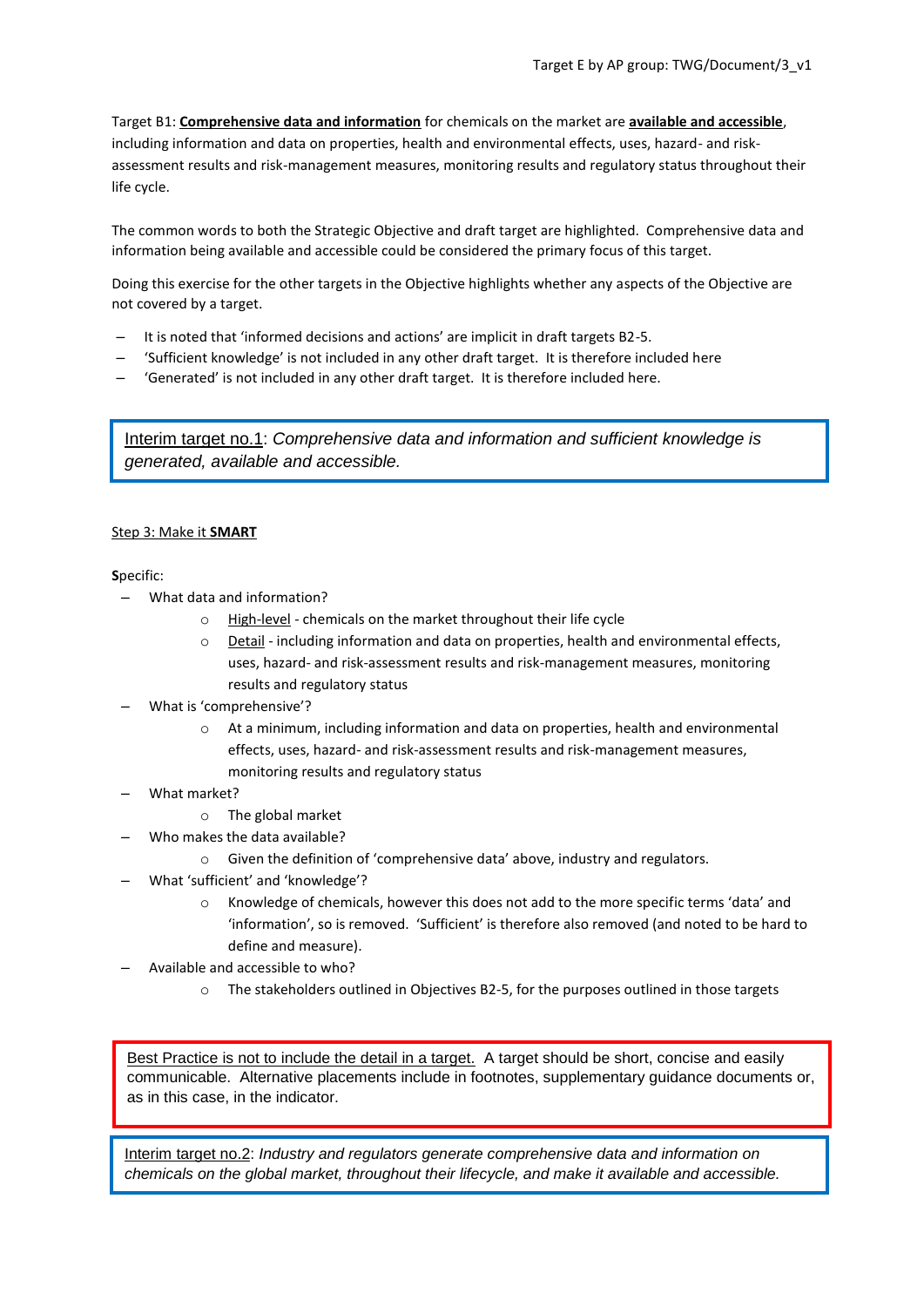Target B1: **Comprehensive data and information** for chemicals on the market are **available and accessible**, including information and data on properties, health and environmental effects, uses, hazard- and risk-assessment results and risk-management measures, monitoring results and regulatory status throughout their life cycle.

The common words to both the Strategic Objective and draft target are highlighted. Comprehensive data and information being available and accessible could be considered the primary focus of this target.

Doing this exercise for the other targets in the Objective highlights whether any aspects of the Objective are not covered by a target.

- It is noted that 'informed decisions and actions' are implicit in draft targets B2-5.
- 'Sufficient knowledge' is not included in any other draft target. It is therefore included here
- 'Generated' is not included in any other draft target. It is therefore included here.

> Interim target no.1: *Comprehensive data and information and sufficient knowledge is generated, available and accessible.*

Step 3: Make it **SMART**

**S**pecific:

- What data and information?
    - High-level - chemicals on the market throughout their life cycle
    - Detail - including information and data on properties, health and environmental effects, uses, hazard- and risk-assessment results and risk-management measures, monitoring results and regulatory status
- What is 'comprehensive'?
    - At a minimum, including information and data on properties, health and environmental effects, uses, hazard- and risk-assessment results and risk-management measures, monitoring results and regulatory status
- What market?
    - The global market
- Who makes the data available?
    - Given the definition of 'comprehensive data' above, industry and regulators.
- What 'sufficient' and 'knowledge'?
    - Knowledge of chemicals, however this does not add to the more specific terms 'data' and 'information', so is removed. 'Sufficient' is therefore also removed (and noted to be hard to define and measure).
- Available and accessible to who?
    - The stakeholders outlined in Objectives B2-5, for the purposes outlined in those targets

> Best Practice is not to include the detail in a target. A target should be short, concise and easily communicable. Alternative placements include in footnotes, supplementary guidance documents or, as in this case, in the indicator.

> Interim target no.2: *Industry and regulators generate comprehensive data and information on chemicals on the global market, throughout their lifecycle, and make it available and accessible.*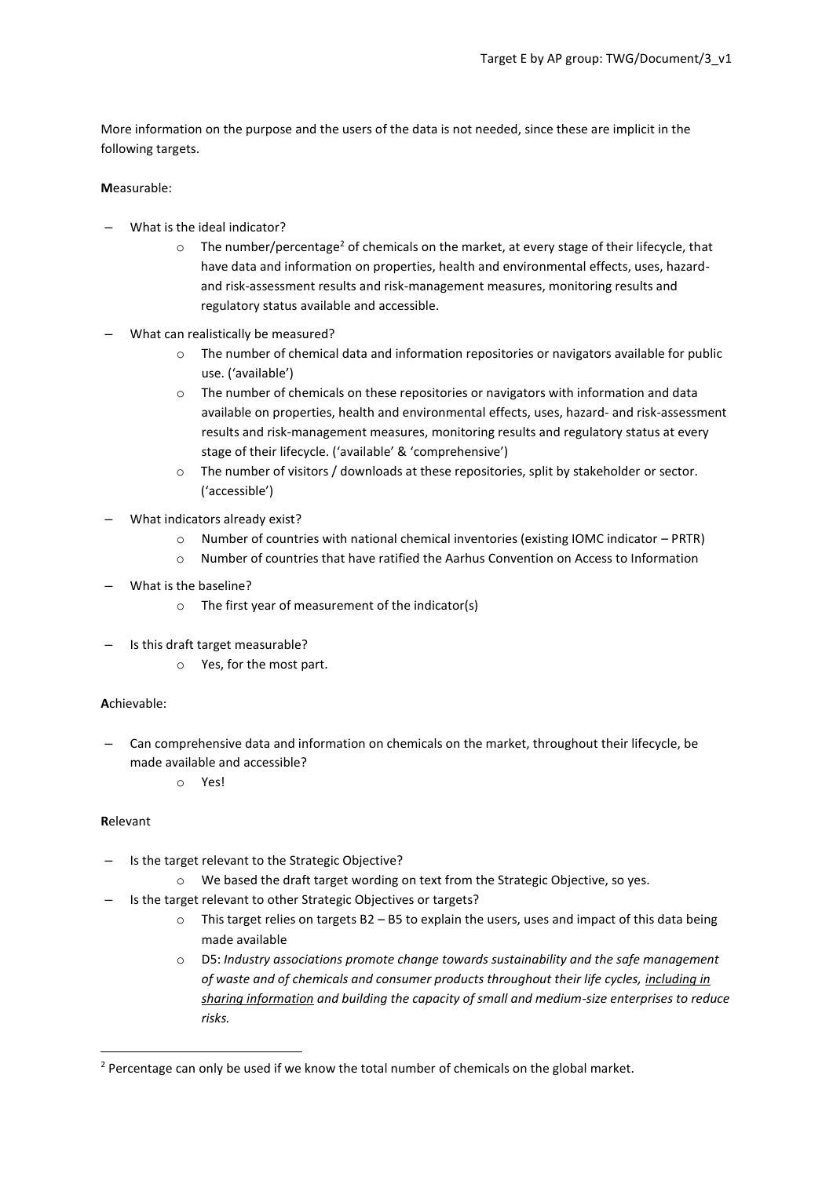More information on the purpose and the users of the data is not needed, since these are implicit in the following targets.

**M**easurable:

- What is the ideal indicator?
  - The number/percentage[2] of chemicals on the market, at every stage of their lifecycle, that have data and information on properties, health and environmental effects, uses, hazard- and risk-assessment results and risk-management measures, monitoring results and regulatory status available and accessible.
- What can realistically be measured?
  - The number of chemical data and information repositories or navigators available for public use. ('available')
  - The number of chemicals on these repositories or navigators with information and data available on properties, health and environmental effects, uses, hazard- and risk-assessment results and risk-management measures, monitoring results and regulatory status at every stage of their lifecycle. ('available' & 'comprehensive')
  - The number of visitors / downloads at these repositories, split by stakeholder or sector. ('accessible')
- What indicators already exist?
  - Number of countries with national chemical inventories (existing IOMC indicator – PRTR)
  - Number of countries that have ratified the Aarhus Convention on Access to Information
- What is the baseline?
  - The first year of measurement of the indicator(s)
- Is this draft target measurable?
  - Yes, for the most part.

**A**chievable:

- Can comprehensive data and information on chemicals on the market, throughout their lifecycle, be made available and accessible?
  - Yes!

**R**elevant

- Is the target relevant to the Strategic Objective?
  - We based the draft target wording on text from the Strategic Objective, so yes.
- Is the target relevant to other Strategic Objectives or targets?
  - This target relies on targets B2 – B5 to explain the users, uses and impact of this data being made available
  - D5: *Industry associations promote change towards sustainability and the safe management of waste and of chemicals and consumer products throughout their life cycles, <u>including in sharing information</u> and building the capacity of small and medium-size enterprises to reduce risks.*

---

[2] Percentage can only be used if we know the total number of chemicals on the global market.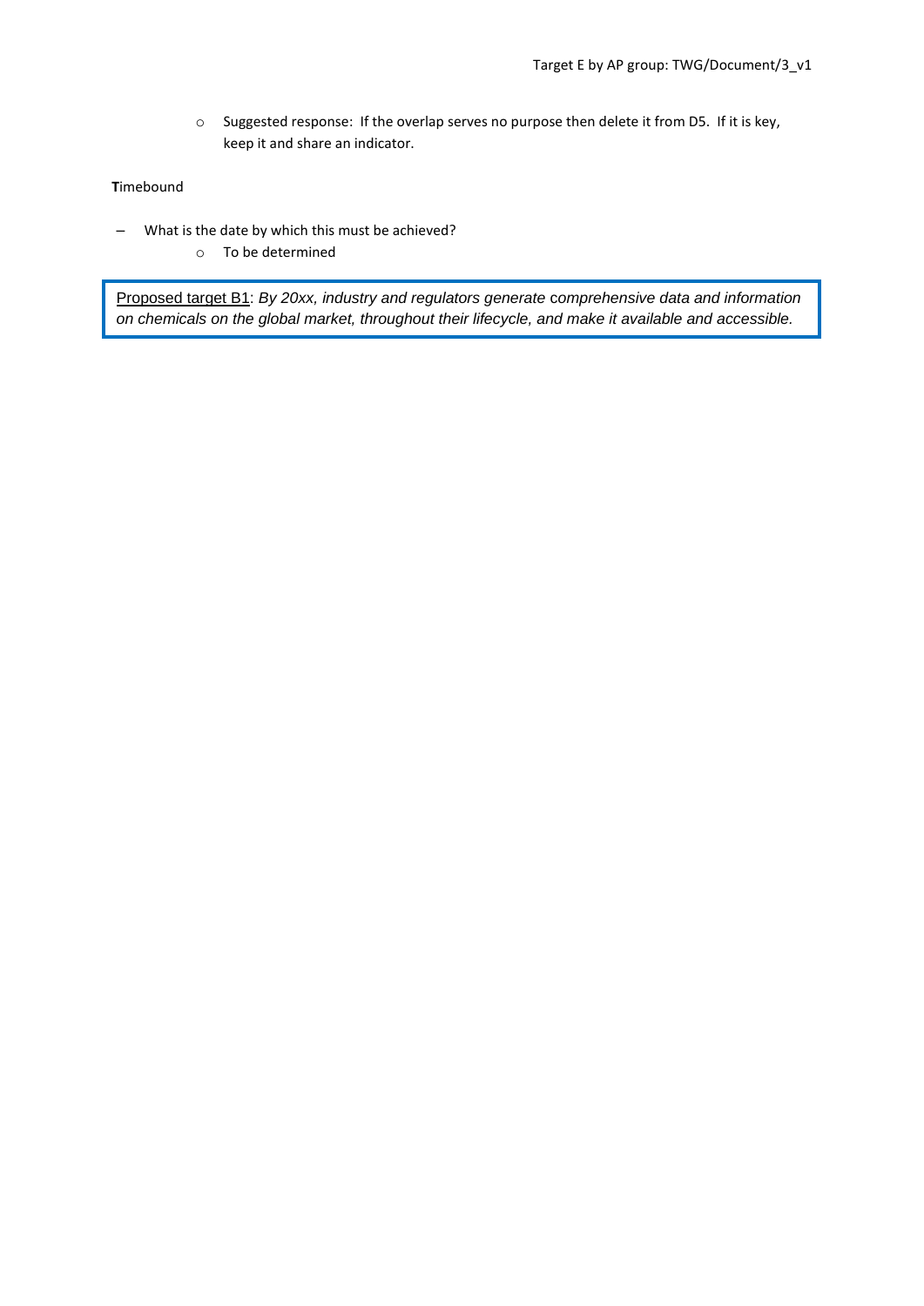- Suggested response: If the overlap serves no purpose then delete it from D5. If it is key, keep it and share an indicator.

**T**imebound

- What is the date by which this must be achieved?
  - To be determined

> Proposed target B1: *By 20xx, industry and regulators generate comprehensive data and information on chemicals on the global market, throughout their lifecycle, and make it available and accessible.*